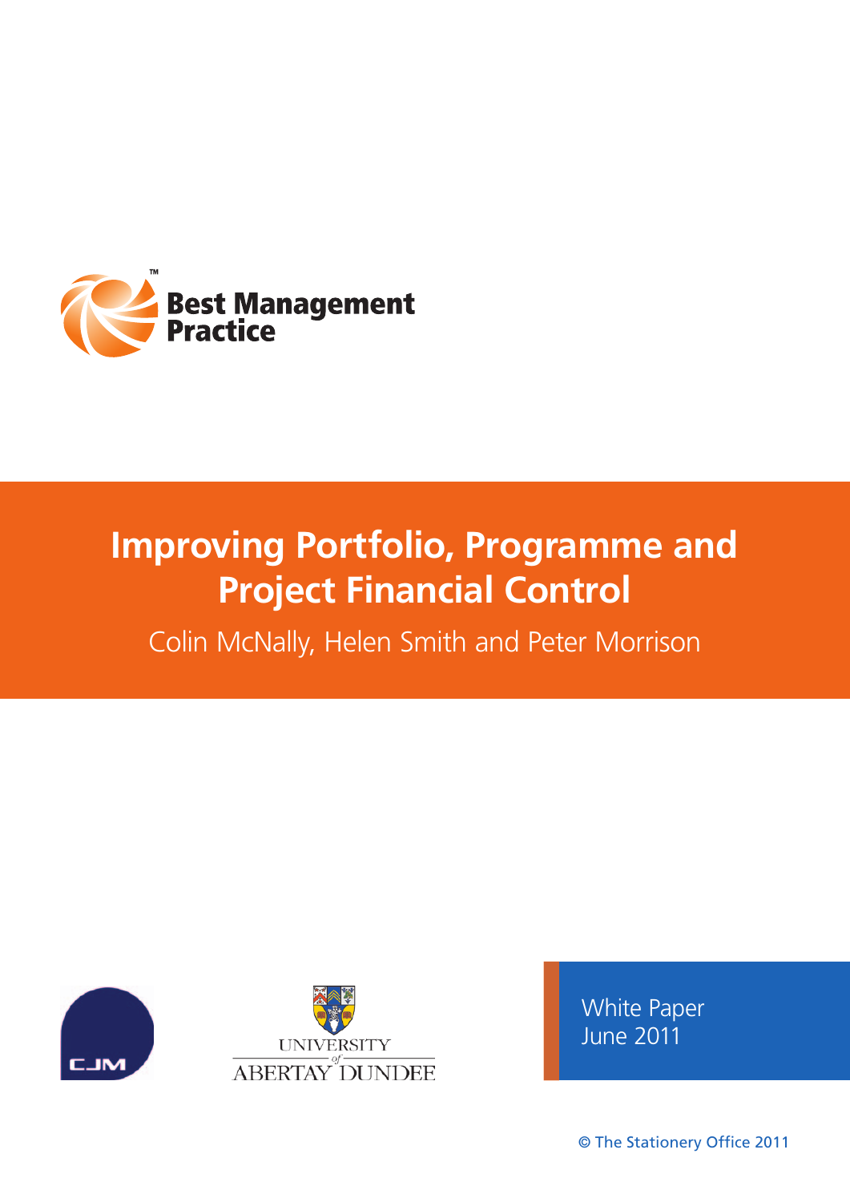Best Management Practice

# Improving Portfolio, Programme and Project Financial Control

Colin McNally, Helen Smith and Peter Morrison

CJM

UNIVERSITY of ABERTAY DUNDEE

White Paper
June 2011

© The Stationery Office 2011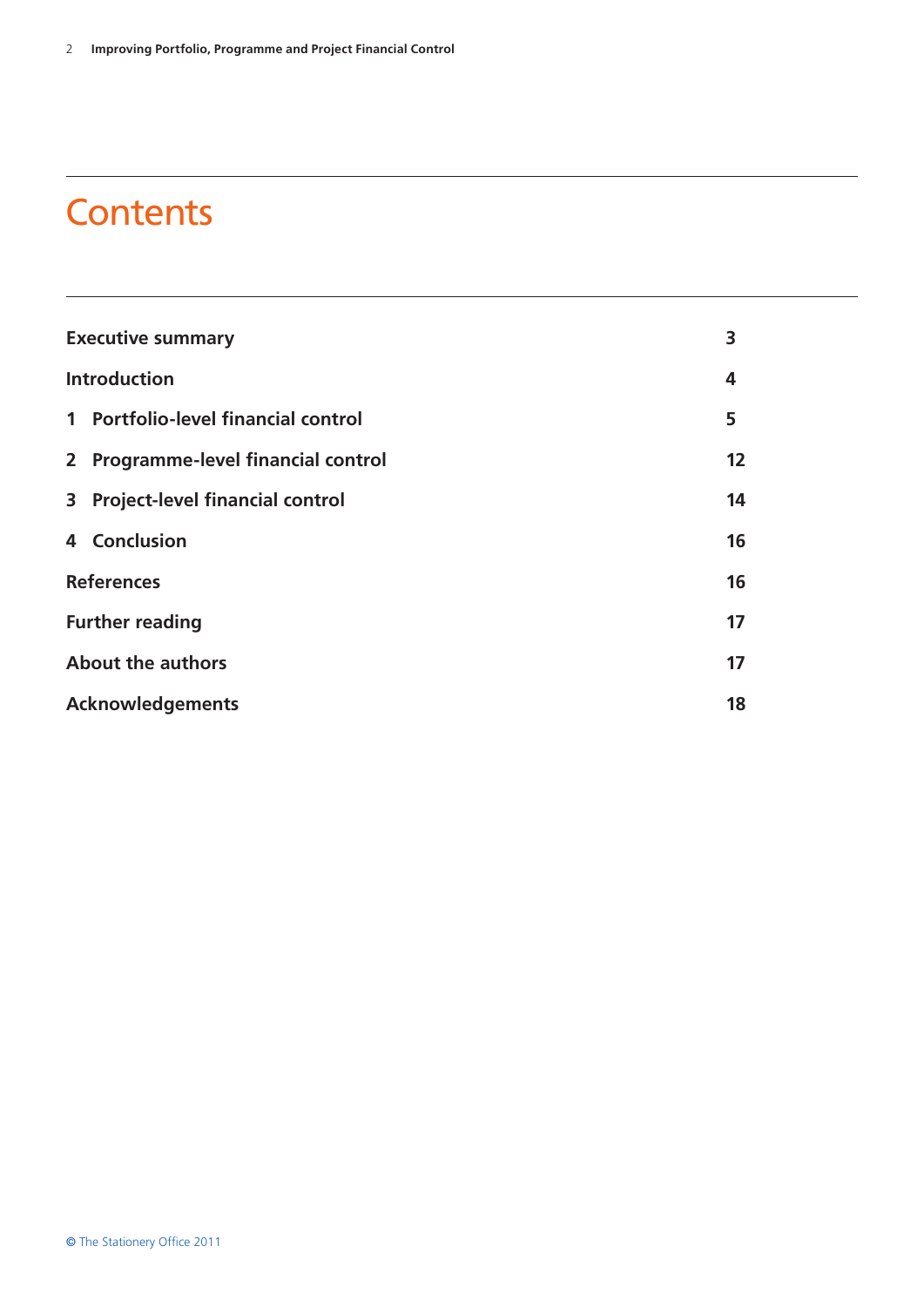# Contents

| | |
|---|---|
| **Executive summary** | **3** |
| **Introduction** | **4** |
| **1 Portfolio-level financial control** | **5** |
| **2 Programme-level financial control** | **12** |
| **3 Project-level financial control** | **14** |
| **4 Conclusion** | **16** |
| **References** | **16** |
| **Further reading** | **17** |
| **About the authors** | **17** |
| **Acknowledgements** | **18** |

© The Stationery Office 2011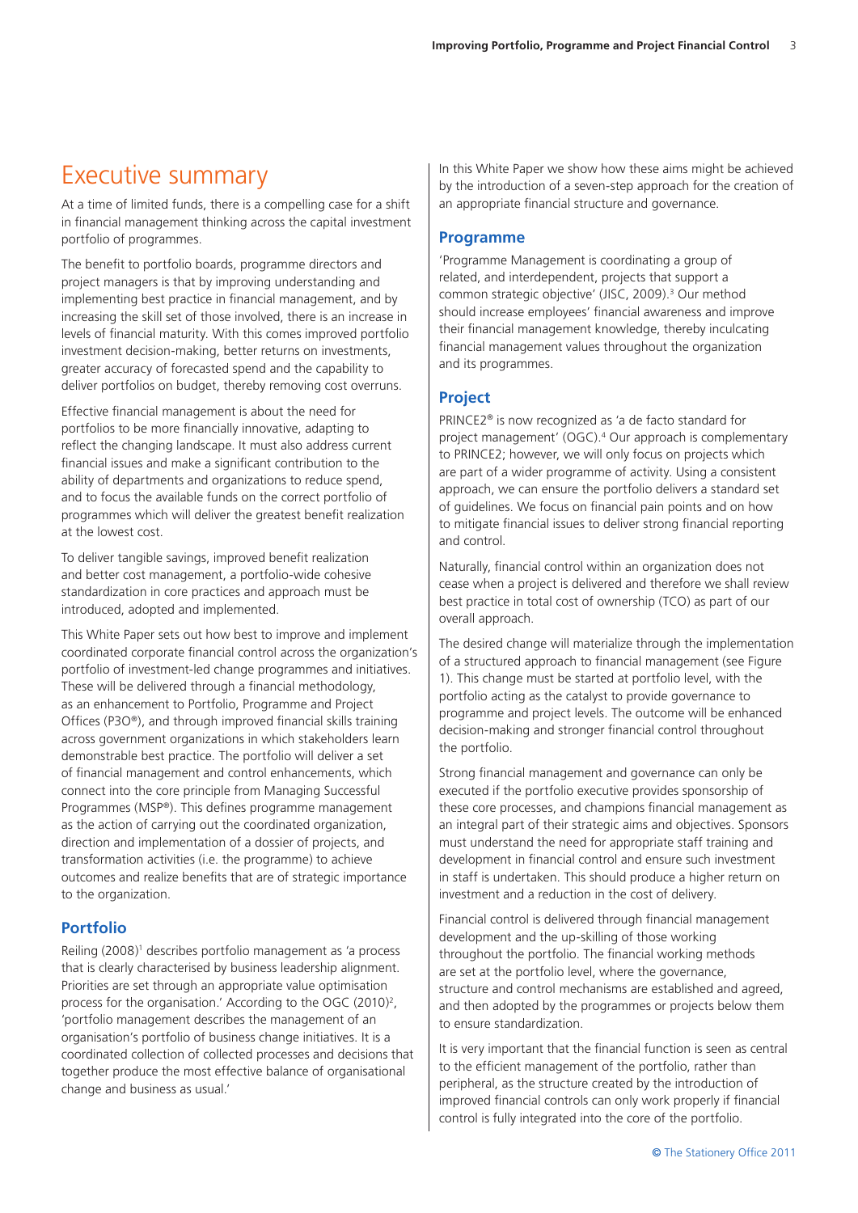# Executive summary

At a time of limited funds, there is a compelling case for a shift in financial management thinking across the capital investment portfolio of programmes.

The benefit to portfolio boards, programme directors and project managers is that by improving understanding and implementing best practice in financial management, and by increasing the skill set of those involved, there is an increase in levels of financial maturity. With this comes improved portfolio investment decision-making, better returns on investments, greater accuracy of forecasted spend and the capability to deliver portfolios on budget, thereby removing cost overruns.

Effective financial management is about the need for portfolios to be more financially innovative, adapting to reflect the changing landscape. It must also address current financial issues and make a significant contribution to the ability of departments and organizations to reduce spend, and to focus the available funds on the correct portfolio of programmes which will deliver the greatest benefit realization at the lowest cost.

To deliver tangible savings, improved benefit realization and better cost management, a portfolio-wide cohesive standardization in core practices and approach must be introduced, adopted and implemented.

This White Paper sets out how best to improve and implement coordinated corporate financial control across the organization's portfolio of investment-led change programmes and initiatives. These will be delivered through a financial methodology, as an enhancement to Portfolio, Programme and Project Offices (P3O®), and through improved financial skills training across government organizations in which stakeholders learn demonstrable best practice. The portfolio will deliver a set of financial management and control enhancements, which connect into the core principle from Managing Successful Programmes (MSP®). This defines programme management as the action of carrying out the coordinated organization, direction and implementation of a dossier of projects, and transformation activities (i.e. the programme) to achieve outcomes and realize benefits that are of strategic importance to the organization.

## Portfolio

Reiling (2008)[1] describes portfolio management as 'a process that is clearly characterised by business leadership alignment. Priorities are set through an appropriate value optimisation process for the organisation.' According to the OGC (2010)[2], 'portfolio management describes the management of an organisation's portfolio of business change initiatives. It is a coordinated collection of collected processes and decisions that together produce the most effective balance of organisational change and business as usual.'

In this White Paper we show how these aims might be achieved by the introduction of a seven-step approach for the creation of an appropriate financial structure and governance.

## Programme

'Programme Management is coordinating a group of related, and interdependent, projects that support a common strategic objective' (JISC, 2009).[3] Our method should increase employees' financial awareness and improve their financial management knowledge, thereby inculcating financial management values throughout the organization and its programmes.

## Project

PRINCE2® is now recognized as 'a de facto standard for project management' (OGC).[4] Our approach is complementary to PRINCE2; however, we will only focus on projects which are part of a wider programme of activity. Using a consistent approach, we can ensure the portfolio delivers a standard set of guidelines. We focus on financial pain points and on how to mitigate financial issues to deliver strong financial reporting and control.

Naturally, financial control within an organization does not cease when a project is delivered and therefore we shall review best practice in total cost of ownership (TCO) as part of our overall approach.

The desired change will materialize through the implementation of a structured approach to financial management (see Figure 1). This change must be started at portfolio level, with the portfolio acting as the catalyst to provide governance to programme and project levels. The outcome will be enhanced decision-making and stronger financial control throughout the portfolio.

Strong financial management and governance can only be executed if the portfolio executive provides sponsorship of these core processes, and champions financial management as an integral part of their strategic aims and objectives. Sponsors must understand the need for appropriate staff training and development in financial control and ensure such investment in staff is undertaken. This should produce a higher return on investment and a reduction in the cost of delivery.

Financial control is delivered through financial management development and the up-skilling of those working throughout the portfolio. The financial working methods are set at the portfolio level, where the governance, structure and control mechanisms are established and agreed, and then adopted by the programmes or projects below them to ensure standardization.

It is very important that the financial function is seen as central to the efficient management of the portfolio, rather than peripheral, as the structure created by the introduction of improved financial controls can only work properly if financial control is fully integrated into the core of the portfolio.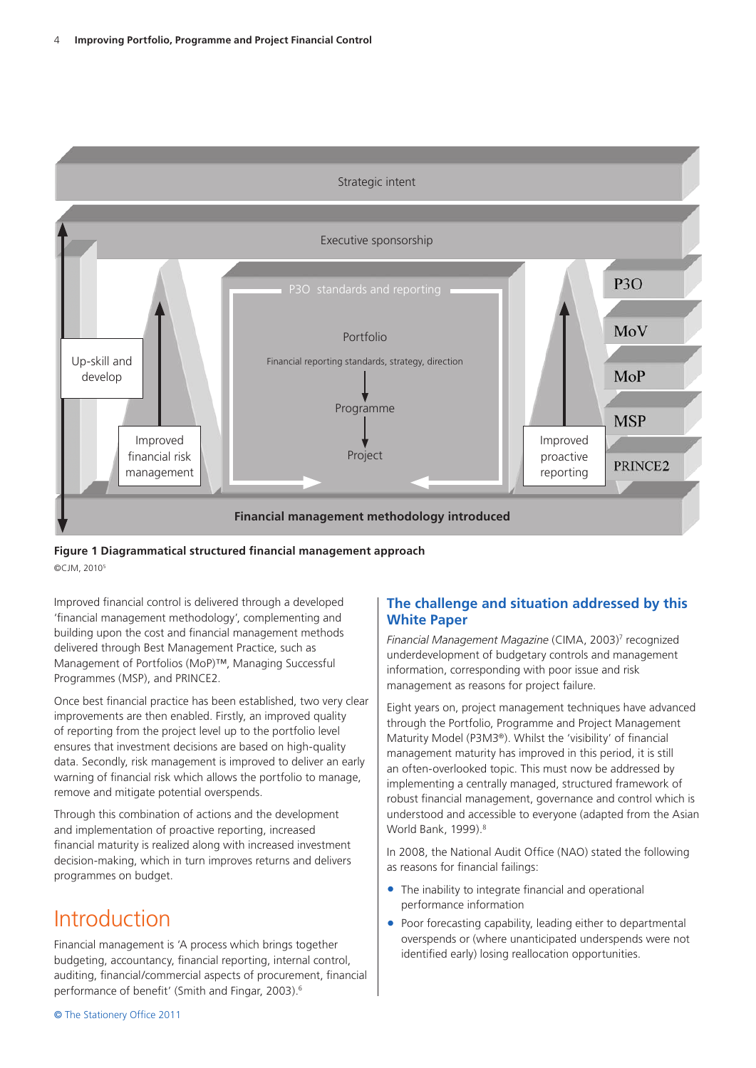Figure 1 Diagrammatical structured financial management approach

©CJM, 2010[5]

Improved financial control is delivered through a developed 'financial management methodology', complementing and building upon the cost and financial management methods delivered through Best Management Practice, such as Management of Portfolios (MoP)™, Managing Successful Programmes (MSP), and PRINCE2.

Once best financial practice has been established, two very clear improvements are then enabled. Firstly, an improved quality of reporting from the project level up to the portfolio level ensures that investment decisions are based on high-quality data. Secondly, risk management is improved to deliver an early warning of financial risk which allows the portfolio to manage, remove and mitigate potential overspends.

Through this combination of actions and the development and implementation of proactive reporting, increased financial maturity is realized along with increased investment decision-making, which in turn improves returns and delivers programmes on budget.

# Introduction

Financial management is 'A process which brings together budgeting, accountancy, financial reporting, internal control, auditing, financial/commercial aspects of procurement, financial performance of benefit' (Smith and Fingar, 2003).[6]

## The challenge and situation addressed by this White Paper

*Financial Management Magazine* (CIMA, 2003)[7] recognized underdevelopment of budgetary controls and management information, corresponding with poor issue and risk management as reasons for project failure.

Eight years on, project management techniques have advanced through the Portfolio, Programme and Project Management Maturity Model (P3M3®). Whilst the 'visibility' of financial management maturity has improved in this period, it is still an often-overlooked topic. This must now be addressed by implementing a centrally managed, structured framework of robust financial management, governance and control which is understood and accessible to everyone (adapted from the Asian World Bank, 1999).[8]

In 2008, the National Audit Office (NAO) stated the following as reasons for financial failings:

- The inability to integrate financial and operational performance information
- Poor forecasting capability, leading either to departmental overspends or (where unanticipated underspends were not identified early) losing reallocation opportunities.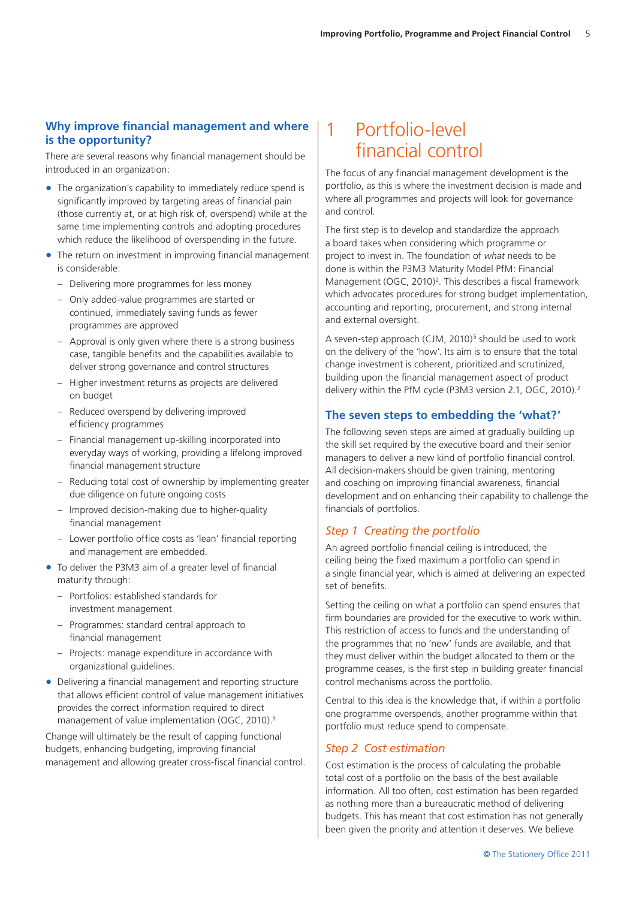## Why improve financial management and where is the opportunity?

There are several reasons why financial management should be introduced in an organization:

- The organization's capability to immediately reduce spend is significantly improved by targeting areas of financial pain (those currently at, or at high risk of, overspend) while at the same time implementing controls and adopting procedures which reduce the likelihood of overspending in the future.
- The return on investment in improving financial management is considerable:
  - Delivering more programmes for less money
  - Only added-value programmes are started or continued, immediately saving funds as fewer programmes are approved
  - Approval is only given where there is a strong business case, tangible benefits and the capabilities available to deliver strong governance and control structures
  - Higher investment returns as projects are delivered on budget
  - Reduced overspend by delivering improved efficiency programmes
  - Financial management up-skilling incorporated into everyday ways of working, providing a lifelong improved financial management structure
  - Reducing total cost of ownership by implementing greater due diligence on future ongoing costs
  - Improved decision-making due to higher-quality financial management
  - Lower portfolio office costs as 'lean' financial reporting and management are embedded.
- To deliver the P3M3 aim of a greater level of financial maturity through:
  - Portfolios: established standards for investment management
  - Programmes: standard central approach to financial management
  - Projects: manage expenditure in accordance with organizational guidelines.
- Delivering a financial management and reporting structure that allows efficient control of value management initiatives provides the correct information required to direct management of value implementation (OGC, 2010).[9]

Change will ultimately be the result of capping functional budgets, enhancing budgeting, improving financial management and allowing greater cross-fiscal financial control.

# 1 Portfolio-level financial control

The focus of any financial management development is the portfolio, as this is where the investment decision is made and where all programmes and projects will look for governance and control.

The first step is to develop and standardize the approach a board takes when considering which programme or project to invest in. The foundation of *what* needs to be done is within the P3M3 Maturity Model PfM: Financial Management (OGC, 2010)[2]. This describes a fiscal framework which advocates procedures for strong budget implementation, accounting and reporting, procurement, and strong internal and external oversight.

A seven-step approach (CJM, 2010)[5] should be used to work on the delivery of the 'how'. Its aim is to ensure that the total change investment is coherent, prioritized and scrutinized, building upon the financial management aspect of product delivery within the PfM cycle (P3M3 version 2.1, OGC, 2010).[2]

## The seven steps to embedding the 'what?'

The following seven steps are aimed at gradually building up the skill set required by the executive board and their senior managers to deliver a new kind of portfolio financial control. All decision-makers should be given training, mentoring and coaching on improving financial awareness, financial development and on enhancing their capability to challenge the financials of portfolios.

### *Step 1 Creating the portfolio*

An agreed portfolio financial ceiling is introduced, the ceiling being the fixed maximum a portfolio can spend in a single financial year, which is aimed at delivering an expected set of benefits.

Setting the ceiling on what a portfolio can spend ensures that firm boundaries are provided for the executive to work within. This restriction of access to funds and the understanding of the programmes that no 'new' funds are available, and that they must deliver within the budget allocated to them or the programme ceases, is the first step in building greater financial control mechanisms across the portfolio.

Central to this idea is the knowledge that, if within a portfolio one programme overspends, another programme within that portfolio must reduce spend to compensate.

### *Step 2 Cost estimation*

Cost estimation is the process of calculating the probable total cost of a portfolio on the basis of the best available information. All too often, cost estimation has been regarded as nothing more than a bureaucratic method of delivering budgets. This has meant that cost estimation has not generally been given the priority and attention it deserves. We believe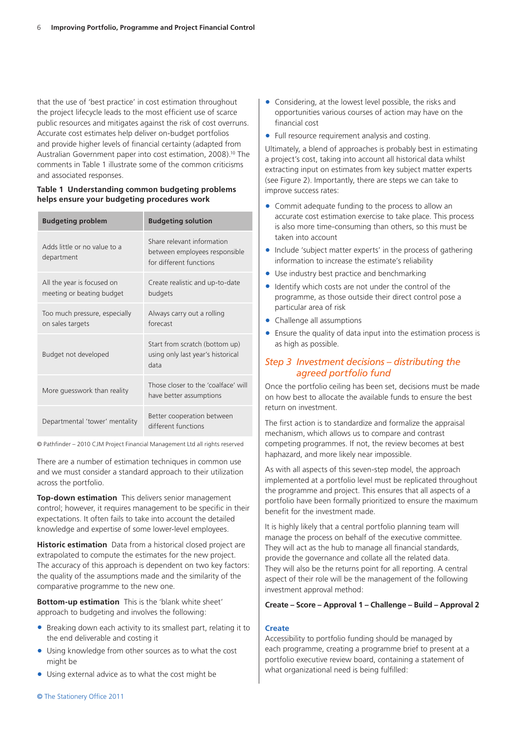that the use of 'best practice' in cost estimation throughout the project lifecycle leads to the most efficient use of scarce public resources and mitigates against the risk of cost overruns. Accurate cost estimates help deliver on-budget portfolios and provide higher levels of financial certainty (adapted from Australian Government paper into cost estimation, 2008).[10] The comments in Table 1 illustrate some of the common criticisms and associated responses.

**Table 1 Understanding common budgeting problems helps ensure your budgeting procedures work**

| Budgeting problem | Budgeting solution |
|---|---|
| Adds little or no value to a department | Share relevant information between employees responsible for different functions |
| All the year is focused on meeting or beating budget | Create realistic and up-to-date budgets |
| Too much pressure, especially on sales targets | Always carry out a rolling forecast |
| Budget not developed | Start from scratch (bottom up) using only last year's historical data |
| More guesswork than reality | Those closer to the 'coalface' will have better assumptions |
| Departmental 'tower' mentality | Better cooperation between different functions |

© Pathfinder – 2010 CJM Project Financial Management Ltd all rights reserved

There are a number of estimation techniques in common use and we must consider a standard approach to their utilization across the portfolio.

**Top-down estimation** This delivers senior management control; however, it requires management to be specific in their expectations. It often fails to take into account the detailed knowledge and expertise of some lower-level employees.

**Historic estimation** Data from a historical closed project are extrapolated to compute the estimates for the new project. The accuracy of this approach is dependent on two key factors: the quality of the assumptions made and the similarity of the comparative programme to the new one.

**Bottom-up estimation** This is the 'blank white sheet' approach to budgeting and involves the following:

- Breaking down each activity to its smallest part, relating it to the end deliverable and costing it
- Using knowledge from other sources as to what the cost might be
- Using external advice as to what the cost might be
- Considering, at the lowest level possible, the risks and opportunities various courses of action may have on the financial cost
- Full resource requirement analysis and costing.

Ultimately, a blend of approaches is probably best in estimating a project's cost, taking into account all historical data whilst extracting input on estimates from key subject matter experts (see Figure 2). Importantly, there are steps we can take to improve success rates:

- Commit adequate funding to the process to allow an accurate cost estimation exercise to take place. This process is also more time-consuming than others, so this must be taken into account
- Include 'subject matter experts' in the process of gathering information to increase the estimate's reliability
- Use industry best practice and benchmarking
- Identify which costs are not under the control of the programme, as those outside their direct control pose a particular area of risk
- Challenge all assumptions
- Ensure the quality of data input into the estimation process is as high as possible.

## *Step 3 Investment decisions – distributing the agreed portfolio fund*

Once the portfolio ceiling has been set, decisions must be made on how best to allocate the available funds to ensure the best return on investment.

The first action is to standardize and formalize the appraisal mechanism, which allows us to compare and contrast competing programmes. If not, the review becomes at best haphazard, and more likely near impossible.

As with all aspects of this seven-step model, the approach implemented at a portfolio level must be replicated throughout the programme and project. This ensures that all aspects of a portfolio have been formally prioritized to ensure the maximum benefit for the investment made.

It is highly likely that a central portfolio planning team will manage the process on behalf of the executive committee. They will act as the hub to manage all financial standards, provide the governance and collate all the related data. They will also be the returns point for all reporting. A central aspect of their role will be the management of the following investment approval method:

**Create – Score – Approval 1 – Challenge – Build – Approval 2**

### Create

Accessibility to portfolio funding should be managed by each programme, creating a programme brief to present at a portfolio executive review board, containing a statement of what organizational need is being fulfilled: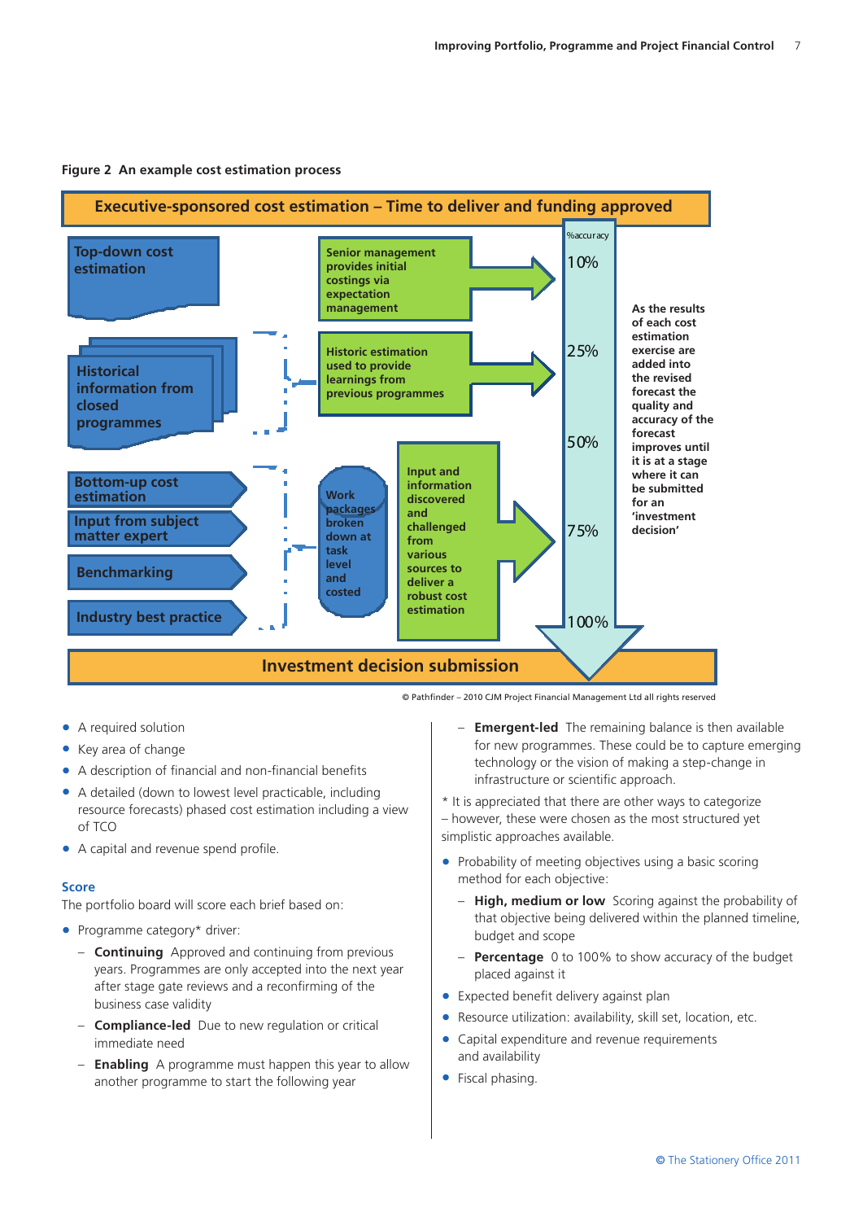**Figure 2 An example cost estimation process**

**Executive-sponsored cost estimation – Time to deliver and funding approved**

Top-down cost estimation

Senior management provides initial costings via expectation management

Historical information from closed programmes

Historic estimation used to provide learnings from previous programmes

Bottom-up cost estimation

Input from subject matter expert

Benchmarking

Industry best practice

Work packages broken down at task level and costed

Input and information discovered and challenged from various sources to deliver a robust cost estimation

%accuracy: 10%, 25%, 50%, 75%, 100%

As the results of each cost estimation exercise are added into the revised forecast the quality and accuracy of the forecast improves until it is at a stage where it can be submitted for an 'investment decision'

**Investment decision submission**

© Pathfinder – 2010 CJM Project Financial Management Ltd all rights reserved

- A required solution
- Key area of change
- A description of financial and non-financial benefits
- A detailed (down to lowest level practicable, including resource forecasts) phased cost estimation including a view of TCO
- A capital and revenue spend profile.

### Score

The portfolio board will score each brief based on:

- Programme category* driver:
  - **Continuing** Approved and continuing from previous years. Programmes are only accepted into the next year after stage gate reviews and a reconfirming of the business case validity
  - **Compliance-led** Due to new regulation or critical immediate need
  - **Enabling** A programme must happen this year to allow another programme to start the following year
  - **Emergent-led** The remaining balance is then available for new programmes. These could be to capture emerging technology or the vision of making a step-change in infrastructure or scientific approach.

\* It is appreciated that there are other ways to categorize – however, these were chosen as the most structured yet simplistic approaches available.

- Probability of meeting objectives using a basic scoring method for each objective:
  - **High, medium or low** Scoring against the probability of that objective being delivered within the planned timeline, budget and scope
  - **Percentage** 0 to 100% to show accuracy of the budget placed against it
- Expected benefit delivery against plan
- Resource utilization: availability, skill set, location, etc.
- Capital expenditure and revenue requirements and availability
- Fiscal phasing.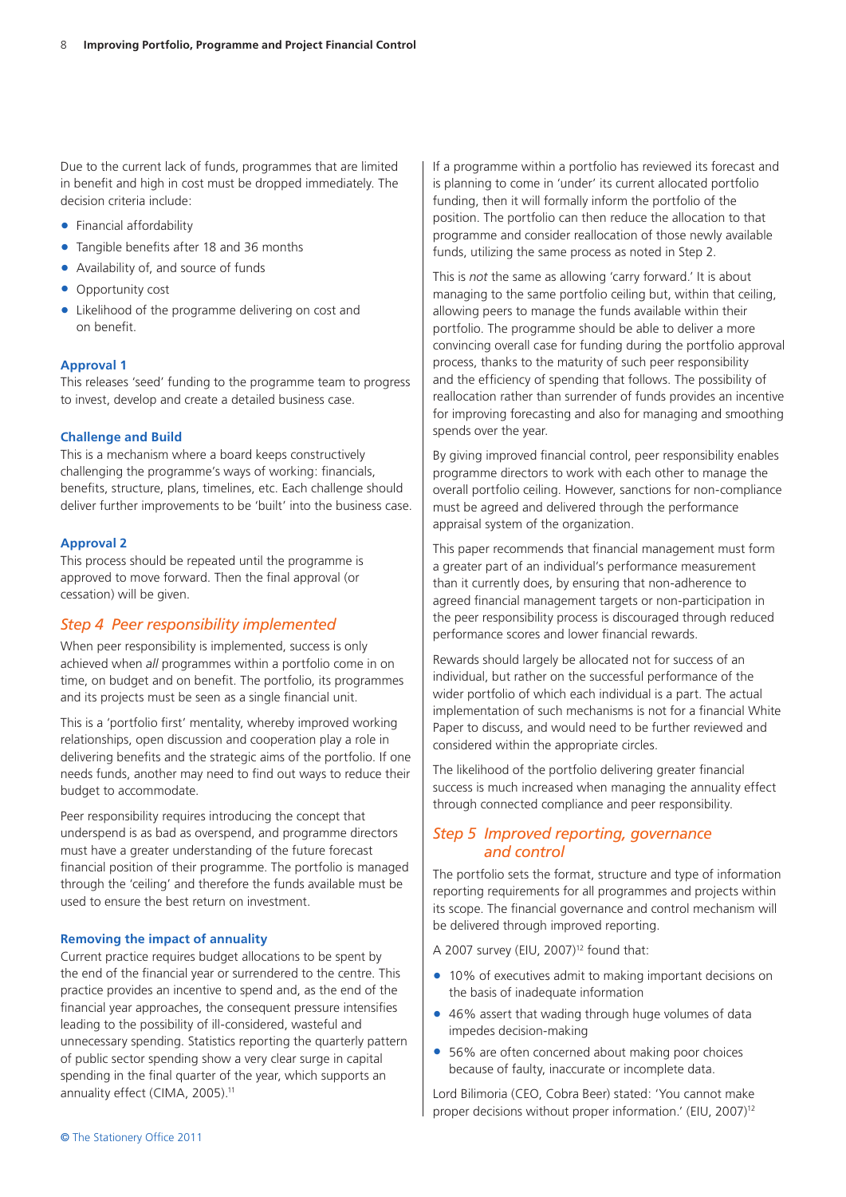Due to the current lack of funds, programmes that are limited in benefit and high in cost must be dropped immediately. The decision criteria include:

- Financial affordability
- Tangible benefits after 18 and 36 months
- Availability of, and source of funds
- Opportunity cost
- Likelihood of the programme delivering on cost and on benefit.

#### Approval 1

This releases 'seed' funding to the programme team to progress to invest, develop and create a detailed business case.

#### Challenge and Build

This is a mechanism where a board keeps constructively challenging the programme's ways of working: financials, benefits, structure, plans, timelines, etc. Each challenge should deliver further improvements to be 'built' into the business case.

#### Approval 2

This process should be repeated until the programme is approved to move forward. Then the final approval (or cessation) will be given.

### *Step 4 Peer responsibility implemented*

When peer responsibility is implemented, success is only achieved when *all* programmes within a portfolio come in on time, on budget and on benefit. The portfolio, its programmes and its projects must be seen as a single financial unit.

This is a 'portfolio first' mentality, whereby improved working relationships, open discussion and cooperation play a role in delivering benefits and the strategic aims of the portfolio. If one needs funds, another may need to find out ways to reduce their budget to accommodate.

Peer responsibility requires introducing the concept that underspend is as bad as overspend, and programme directors must have a greater understanding of the future forecast financial position of their programme. The portfolio is managed through the 'ceiling' and therefore the funds available must be used to ensure the best return on investment.

#### Removing the impact of annuality

Current practice requires budget allocations to be spent by the end of the financial year or surrendered to the centre. This practice provides an incentive to spend and, as the end of the financial year approaches, the consequent pressure intensifies leading to the possibility of ill-considered, wasteful and unnecessary spending. Statistics reporting the quarterly pattern of public sector spending show a very clear surge in capital spending in the final quarter of the year, which supports an annuality effect (CIMA, 2005).[11]

If a programme within a portfolio has reviewed its forecast and is planning to come in 'under' its current allocated portfolio funding, then it will formally inform the portfolio of the position. The portfolio can then reduce the allocation to that programme and consider reallocation of those newly available funds, utilizing the same process as noted in Step 2.

This is *not* the same as allowing 'carry forward.' It is about managing to the same portfolio ceiling but, within that ceiling, allowing peers to manage the funds available within their portfolio. The programme should be able to deliver a more convincing overall case for funding during the portfolio approval process, thanks to the maturity of such peer responsibility and the efficiency of spending that follows. The possibility of reallocation rather than surrender of funds provides an incentive for improving forecasting and also for managing and smoothing spends over the year.

By giving improved financial control, peer responsibility enables programme directors to work with each other to manage the overall portfolio ceiling. However, sanctions for non-compliance must be agreed and delivered through the performance appraisal system of the organization.

This paper recommends that financial management must form a greater part of an individual's performance measurement than it currently does, by ensuring that non-adherence to agreed financial management targets or non-participation in the peer responsibility process is discouraged through reduced performance scores and lower financial rewards.

Rewards should largely be allocated not for success of an individual, but rather on the successful performance of the wider portfolio of which each individual is a part. The actual implementation of such mechanisms is not for a financial White Paper to discuss, and would need to be further reviewed and considered within the appropriate circles.

The likelihood of the portfolio delivering greater financial success is much increased when managing the annuality effect through connected compliance and peer responsibility.

### *Step 5 Improved reporting, governance and control*

The portfolio sets the format, structure and type of information reporting requirements for all programmes and projects within its scope. The financial governance and control mechanism will be delivered through improved reporting.

A 2007 survey (EIU, 2007)[12] found that:

- 10% of executives admit to making important decisions on the basis of inadequate information
- 46% assert that wading through huge volumes of data impedes decision-making
- 56% are often concerned about making poor choices because of faulty, inaccurate or incomplete data.

Lord Bilimoria (CEO, Cobra Beer) stated: 'You cannot make proper decisions without proper information.' (EIU, 2007)[12]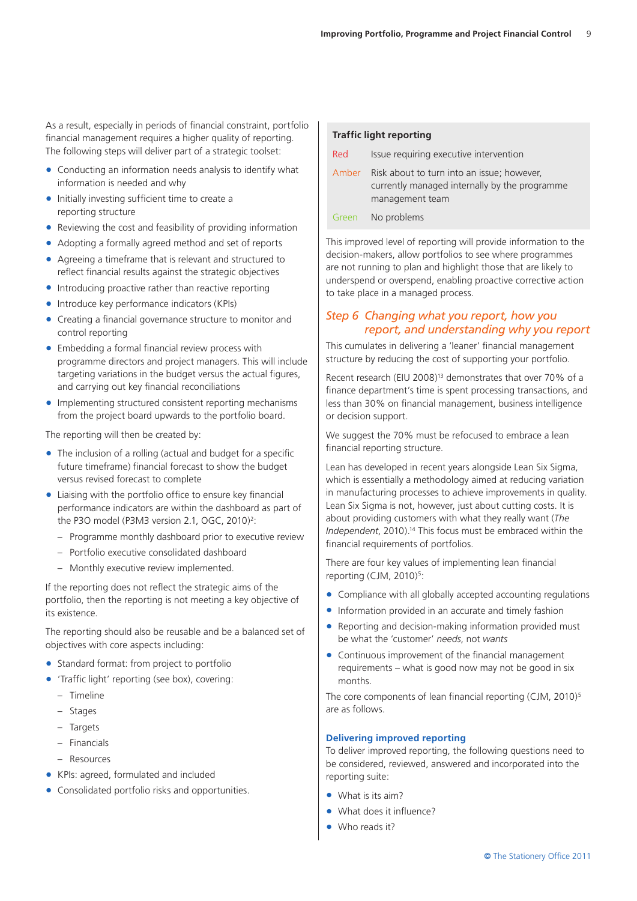As a result, especially in periods of financial constraint, portfolio financial management requires a higher quality of reporting. The following steps will deliver part of a strategic toolset:

- Conducting an information needs analysis to identify what information is needed and why
- Initially investing sufficient time to create a reporting structure
- Reviewing the cost and feasibility of providing information
- Adopting a formally agreed method and set of reports
- Agreeing a timeframe that is relevant and structured to reflect financial results against the strategic objectives
- Introducing proactive rather than reactive reporting
- Introduce key performance indicators (KPIs)
- Creating a financial governance structure to monitor and control reporting
- Embedding a formal financial review process with programme directors and project managers. This will include targeting variations in the budget versus the actual figures, and carrying out key financial reconciliations
- Implementing structured consistent reporting mechanisms from the project board upwards to the portfolio board.

The reporting will then be created by:

- The inclusion of a rolling (actual and budget for a specific future timeframe) financial forecast to show the budget versus revised forecast to complete
- Liaising with the portfolio office to ensure key financial performance indicators are within the dashboard as part of the P3O model (P3M3 version 2.1, OGC, 2010)[2]:
  - Programme monthly dashboard prior to executive review
  - Portfolio executive consolidated dashboard
  - Monthly executive review implemented.

If the reporting does not reflect the strategic aims of the portfolio, then the reporting is not meeting a key objective of its existence.

The reporting should also be reusable and be a balanced set of objectives with core aspects including:

- Standard format: from project to portfolio
- 'Traffic light' reporting (see box), covering:
  - Timeline
  - Stages
  - Targets
  - Financials
  - Resources
- KPIs: agreed, formulated and included
- Consolidated portfolio risks and opportunities.

**Traffic light reporting**

| | |
|---|---|
| Red | Issue requiring executive intervention |
| Amber | Risk about to turn into an issue; however, currently managed internally by the programme management team |
| Green | No problems |

This improved level of reporting will provide information to the decision-makers, allow portfolios to see where programmes are not running to plan and highlight those that are likely to underspend or overspend, enabling proactive corrective action to take place in a managed process.

## *Step 6 Changing what you report, how you report, and understanding why you report*

This cumulates in delivering a 'leaner' financial management structure by reducing the cost of supporting your portfolio.

Recent research (EIU 2008)[13] demonstrates that over 70% of a finance department's time is spent processing transactions, and less than 30% on financial management, business intelligence or decision support.

We suggest the 70% must be refocused to embrace a lean financial reporting structure.

Lean has developed in recent years alongside Lean Six Sigma, which is essentially a methodology aimed at reducing variation in manufacturing processes to achieve improvements in quality. Lean Six Sigma is not, however, just about cutting costs. It is about providing customers with what they really want (*The Independent*, 2010).[14] This focus must be embraced within the financial requirements of portfolios.

There are four key values of implementing lean financial reporting (CJM, 2010)[5]:

- Compliance with all globally accepted accounting regulations
- Information provided in an accurate and timely fashion
- Reporting and decision-making information provided must be what the 'customer' *needs*, not *wants*
- Continuous improvement of the financial management requirements – what is good now may not be good in six months.

The core components of lean financial reporting (CJM, 2010)[5] are as follows.

### Delivering improved reporting

To deliver improved reporting, the following questions need to be considered, reviewed, answered and incorporated into the reporting suite:

- What is its aim?
- What does it influence?
- Who reads it?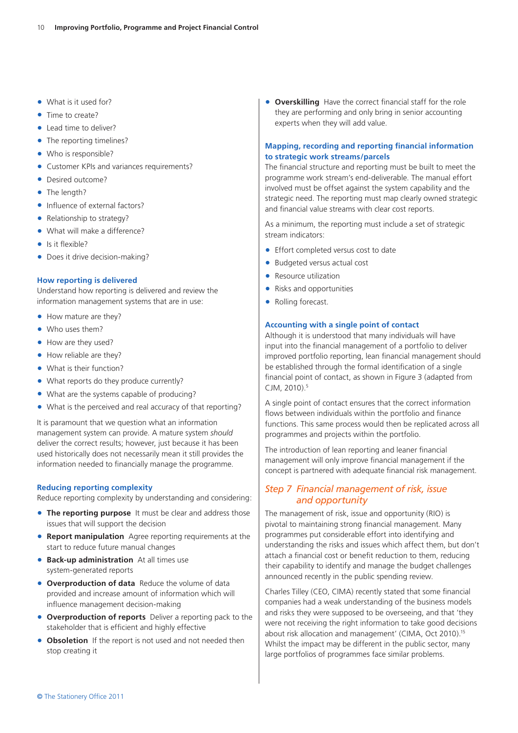- What is it used for?
- Time to create?
- Lead time to deliver?
- The reporting timelines?
- Who is responsible?
- Customer KPIs and variances requirements?
- Desired outcome?
- The length?
- Influence of external factors?
- Relationship to strategy?
- What will make a difference?
- Is it flexible?
- Does it drive decision-making?

### How reporting is delivered

Understand how reporting is delivered and review the information management systems that are in use:

- How mature are they?
- Who uses them?
- How are they used?
- How reliable are they?
- What is their function?
- What reports do they produce currently?
- What are the systems capable of producing?
- What is the perceived and real accuracy of that reporting?

It is paramount that we question what an information management system can provide. A mature system *should* deliver the correct results; however, just because it has been used historically does not necessarily mean it still provides the information needed to financially manage the programme.

### Reducing reporting complexity

Reduce reporting complexity by understanding and considering:

- **The reporting purpose** It must be clear and address those issues that will support the decision
- **Report manipulation** Agree reporting requirements at the start to reduce future manual changes
- **Back-up administration** At all times use system-generated reports
- **Overproduction of data** Reduce the volume of data provided and increase amount of information which will influence management decision-making
- **Overproduction of reports** Deliver a reporting pack to the stakeholder that is efficient and highly effective
- **Obsoletion** If the report is not used and not needed then stop creating it
- **Overskilling** Have the correct financial staff for the role they are performing and only bring in senior accounting experts when they will add value.

### Mapping, recording and reporting financial information to strategic work streams/parcels

The financial structure and reporting must be built to meet the programme work stream's end-deliverable. The manual effort involved must be offset against the system capability and the strategic need. The reporting must map clearly owned strategic and financial value streams with clear cost reports.

As a minimum, the reporting must include a set of strategic stream indicators:

- Effort completed versus cost to date
- Budgeted versus actual cost
- Resource utilization
- Risks and opportunities
- Rolling forecast.

### Accounting with a single point of contact

Although it is understood that many individuals will have input into the financial management of a portfolio to deliver improved portfolio reporting, lean financial management should be established through the formal identification of a single financial point of contact, as shown in Figure 3 (adapted from CJM, 2010).[5]

A single point of contact ensures that the correct information flows between individuals within the portfolio and finance functions. This same process would then be replicated across all programmes and projects within the portfolio.

The introduction of lean reporting and leaner financial management will only improve financial management if the concept is partnered with adequate financial risk management.

## *Step 7 Financial management of risk, issue and opportunity*

The management of risk, issue and opportunity (RIO) is pivotal to maintaining strong financial management. Many programmes put considerable effort into identifying and understanding the risks and issues which affect them, but don't attach a financial cost or benefit reduction to them, reducing their capability to identify and manage the budget challenges announced recently in the public spending review.

Charles Tilley (CEO, CIMA) recently stated that some financial companies had a weak understanding of the business models and risks they were supposed to be overseeing, and that 'they were not receiving the right information to take good decisions about risk allocation and management' (CIMA, Oct 2010).[15] Whilst the impact may be different in the public sector, many large portfolios of programmes face similar problems.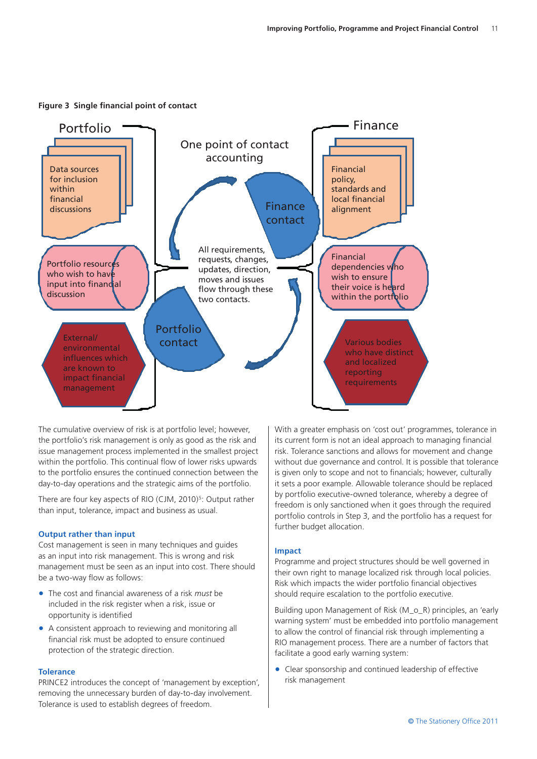**Figure 3 Single financial point of contact**

Portfolio

Data sources for inclusion within financial discussions

Portfolio resources who wish to have input into financial discussion

External/ environmental influences which are known to impact financial management

One point of contact accounting

Finance contact

All requirements, requests, changes, updates, direction, moves and issues flow through these two contacts.

Portfolio contact

Finance

Financial policy, standards and local financial alignment

Financial dependencies who wish to ensure their voice is heard within the portfolio

Various bodies who have distinct and localized reporting requirements

The cumulative overview of risk is at portfolio level; however, the portfolio's risk management is only as good as the risk and issue management process implemented in the smallest project within the portfolio. This continual flow of lower risks upwards to the portfolio ensures the continued connection between the day-to-day operations and the strategic aims of the portfolio.

There are four key aspects of RIO (CJM, 2010)[5]: Output rather than input, tolerance, impact and business as usual.

### Output rather than input

Cost management is seen in many techniques and guides as an input into risk management. This is wrong and risk management must be seen as an input into cost. There should be a two-way flow as follows:

- The cost and financial awareness of a risk *must* be included in the risk register when a risk, issue or opportunity is identified
- A consistent approach to reviewing and monitoring all financial risk must be adopted to ensure continued protection of the strategic direction.

### Tolerance

PRINCE2 introduces the concept of 'management by exception', removing the unnecessary burden of day-to-day involvement. Tolerance is used to establish degrees of freedom.

With a greater emphasis on 'cost out' programmes, tolerance in its current form is not an ideal approach to managing financial risk. Tolerance sanctions and allows for movement and change without due governance and control. It is possible that tolerance is given only to scope and not to financials; however, culturally it sets a poor example. Allowable tolerance should be replaced by portfolio executive-owned tolerance, whereby a degree of freedom is only sanctioned when it goes through the required portfolio controls in Step 3, and the portfolio has a request for further budget allocation.

### Impact

Programme and project structures should be well governed in their own right to manage localized risk through local policies. Risk which impacts the wider portfolio financial objectives should require escalation to the portfolio executive.

Building upon Management of Risk (M_o_R) principles, an 'early warning system' must be embedded into portfolio management to allow the control of financial risk through implementing a RIO management process. There are a number of factors that facilitate a good early warning system:

- Clear sponsorship and continued leadership of effective risk management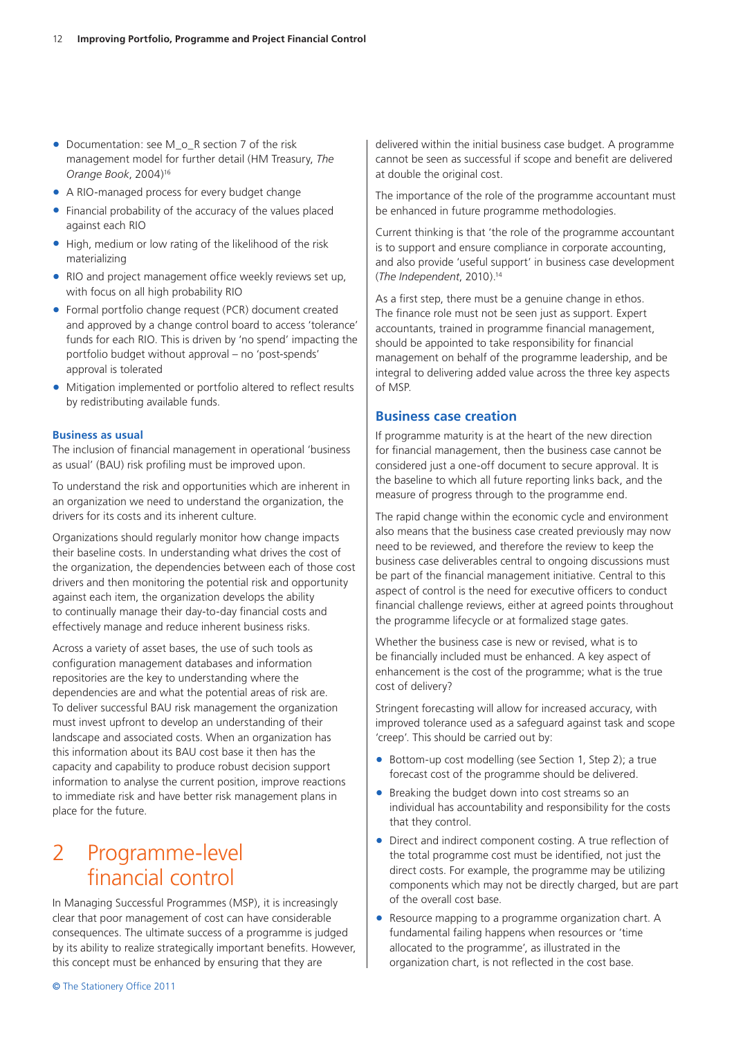- Documentation: see M_o_R section 7 of the risk management model for further detail (HM Treasury, *The Orange Book*, 2004)[16]
- A RIO-managed process for every budget change
- Financial probability of the accuracy of the values placed against each RIO
- High, medium or low rating of the likelihood of the risk materializing
- RIO and project management office weekly reviews set up, with focus on all high probability RIO
- Formal portfolio change request (PCR) document created and approved by a change control board to access 'tolerance' funds for each RIO. This is driven by 'no spend' impacting the portfolio budget without approval – no 'post-spends' approval is tolerated
- Mitigation implemented or portfolio altered to reflect results by redistributing available funds.

### Business as usual

The inclusion of financial management in operational 'business as usual' (BAU) risk profiling must be improved upon.

To understand the risk and opportunities which are inherent in an organization we need to understand the organization, the drivers for its costs and its inherent culture.

Organizations should regularly monitor how change impacts their baseline costs. In understanding what drives the cost of the organization, the dependencies between each of those cost drivers and then monitoring the potential risk and opportunity against each item, the organization develops the ability to continually manage their day-to-day financial costs and effectively manage and reduce inherent business risks.

Across a variety of asset bases, the use of such tools as configuration management databases and information repositories are the key to understanding where the dependencies are and what the potential areas of risk are. To deliver successful BAU risk management the organization must invest upfront to develop an understanding of their landscape and associated costs. When an organization has this information about its BAU cost base it then has the capacity and capability to produce robust decision support information to analyse the current position, improve reactions to immediate risk and have better risk management plans in place for the future.

# 2 Programme-level financial control

In Managing Successful Programmes (MSP), it is increasingly clear that poor management of cost can have considerable consequences. The ultimate success of a programme is judged by its ability to realize strategically important benefits. However, this concept must be enhanced by ensuring that they are delivered within the initial business case budget. A programme cannot be seen as successful if scope and benefit are delivered at double the original cost.

The importance of the role of the programme accountant must be enhanced in future programme methodologies.

Current thinking is that 'the role of the programme accountant is to support and ensure compliance in corporate accounting, and also provide 'useful support' in business case development (*The Independent*, 2010).[14]

As a first step, there must be a genuine change in ethos. The finance role must not be seen just as support. Expert accountants, trained in programme financial management, should be appointed to take responsibility for financial management on behalf of the programme leadership, and be integral to delivering added value across the three key aspects of MSP.

### Business case creation

If programme maturity is at the heart of the new direction for financial management, then the business case cannot be considered just a one-off document to secure approval. It is the baseline to which all future reporting links back, and the measure of progress through to the programme end.

The rapid change within the economic cycle and environment also means that the business case created previously may now need to be reviewed, and therefore the review to keep the business case deliverables central to ongoing discussions must be part of the financial management initiative. Central to this aspect of control is the need for executive officers to conduct financial challenge reviews, either at agreed points throughout the programme lifecycle or at formalized stage gates.

Whether the business case is new or revised, what is to be financially included must be enhanced. A key aspect of enhancement is the cost of the programme; what is the true cost of delivery?

Stringent forecasting will allow for increased accuracy, with improved tolerance used as a safeguard against task and scope 'creep'. This should be carried out by:

- Bottom-up cost modelling (see Section 1, Step 2); a true forecast cost of the programme should be delivered.
- Breaking the budget down into cost streams so an individual has accountability and responsibility for the costs that they control.
- Direct and indirect component costing. A true reflection of the total programme cost must be identified, not just the direct costs. For example, the programme may be utilizing components which may not be directly charged, but are part of the overall cost base.
- Resource mapping to a programme organization chart. A fundamental failing happens when resources or 'time allocated to the programme', as illustrated in the organization chart, is not reflected in the cost base.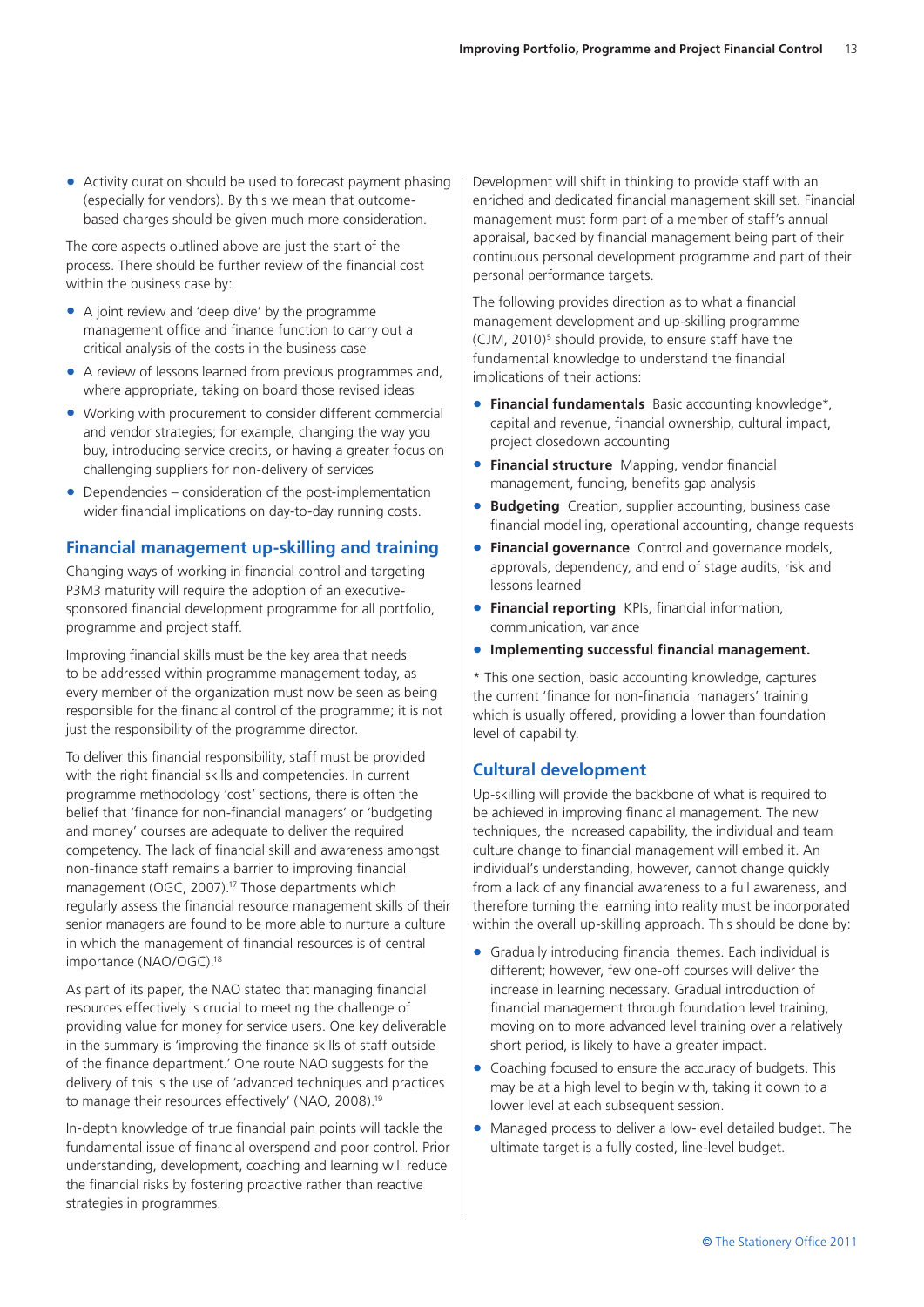- Activity duration should be used to forecast payment phasing (especially for vendors). By this we mean that outcome-based charges should be given much more consideration.

The core aspects outlined above are just the start of the process. There should be further review of the financial cost within the business case by:

- A joint review and 'deep dive' by the programme management office and finance function to carry out a critical analysis of the costs in the business case
- A review of lessons learned from previous programmes and, where appropriate, taking on board those revised ideas
- Working with procurement to consider different commercial and vendor strategies; for example, changing the way you buy, introducing service credits, or having a greater focus on challenging suppliers for non-delivery of services
- Dependencies – consideration of the post-implementation wider financial implications on day-to-day running costs.

## Financial management up-skilling and training

Changing ways of working in financial control and targeting P3M3 maturity will require the adoption of an executive-sponsored financial development programme for all portfolio, programme and project staff.

Improving financial skills must be the key area that needs to be addressed within programme management today, as every member of the organization must now be seen as being responsible for the financial control of the programme; it is not just the responsibility of the programme director.

To deliver this financial responsibility, staff must be provided with the right financial skills and competencies. In current programme methodology 'cost' sections, there is often the belief that 'finance for non-financial managers' or 'budgeting and money' courses are adequate to deliver the required competency. The lack of financial skill and awareness amongst non-finance staff remains a barrier to improving financial management (OGC, 2007).[17] Those departments which regularly assess the financial resource management skills of their senior managers are found to be more able to nurture a culture in which the management of financial resources is of central importance (NAO/OGC).[18]

As part of its paper, the NAO stated that managing financial resources effectively is crucial to meeting the challenge of providing value for money for service users. One key deliverable in the summary is 'improving the finance skills of staff outside of the finance department.' One route NAO suggests for the delivery of this is the use of 'advanced techniques and practices to manage their resources effectively' (NAO, 2008).[19]

In-depth knowledge of true financial pain points will tackle the fundamental issue of financial overspend and poor control. Prior understanding, development, coaching and learning will reduce the financial risks by fostering proactive rather than reactive strategies in programmes.

Development will shift in thinking to provide staff with an enriched and dedicated financial management skill set. Financial management must form part of a member of staff's annual appraisal, backed by financial management being part of their continuous personal development programme and part of their personal performance targets.

The following provides direction as to what a financial management development and up-skilling programme (CJM, 2010)[5] should provide, to ensure staff have the fundamental knowledge to understand the financial implications of their actions:

- **Financial fundamentals** Basic accounting knowledge*, capital and revenue, financial ownership, cultural impact, project closedown accounting
- **Financial structure** Mapping, vendor financial management, funding, benefits gap analysis
- **Budgeting** Creation, supplier accounting, business case financial modelling, operational accounting, change requests
- **Financial governance** Control and governance models, approvals, dependency, and end of stage audits, risk and lessons learned
- **Financial reporting** KPIs, financial information, communication, variance
- **Implementing successful financial management.**

\* This one section, basic accounting knowledge, captures the current 'finance for non-financial managers' training which is usually offered, providing a lower than foundation level of capability.

## Cultural development

Up-skilling will provide the backbone of what is required to be achieved in improving financial management. The new techniques, the increased capability, the individual and team culture change to financial management will embed it. An individual's understanding, however, cannot change quickly from a lack of any financial awareness to a full awareness, and therefore turning the learning into reality must be incorporated within the overall up-skilling approach. This should be done by:

- Gradually introducing financial themes. Each individual is different; however, few one-off courses will deliver the increase in learning necessary. Gradual introduction of financial management through foundation level training, moving on to more advanced level training over a relatively short period, is likely to have a greater impact.
- Coaching focused to ensure the accuracy of budgets. This may be at a high level to begin with, taking it down to a lower level at each subsequent session.
- Managed process to deliver a low-level detailed budget. The ultimate target is a fully costed, line-level budget.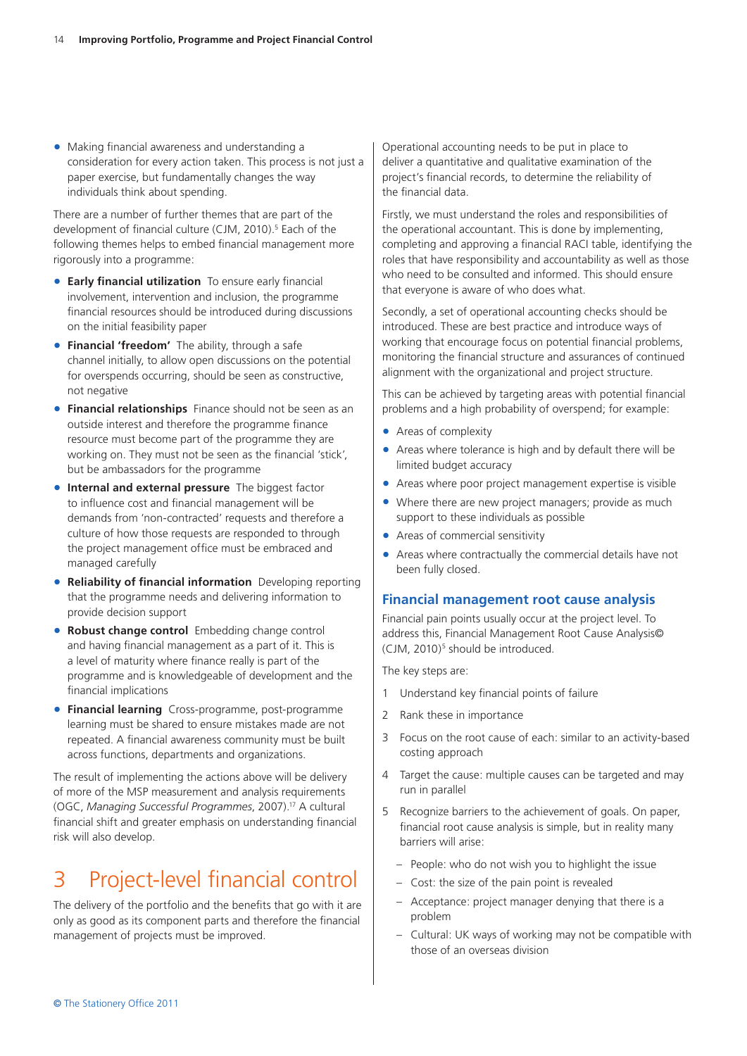- Making financial awareness and understanding a consideration for every action taken. This process is not just a paper exercise, but fundamentally changes the way individuals think about spending.

There are a number of further themes that are part of the development of financial culture (CJM, 2010).[5] Each of the following themes helps to embed financial management more rigorously into a programme:

- **Early financial utilization** To ensure early financial involvement, intervention and inclusion, the programme financial resources should be introduced during discussions on the initial feasibility paper
- **Financial 'freedom'** The ability, through a safe channel initially, to allow open discussions on the potential for overspends occurring, should be seen as constructive, not negative
- **Financial relationships** Finance should not be seen as an outside interest and therefore the programme finance resource must become part of the programme they are working on. They must not be seen as the financial 'stick', but be ambassadors for the programme
- **Internal and external pressure** The biggest factor to influence cost and financial management will be demands from 'non-contracted' requests and therefore a culture of how those requests are responded to through the project management office must be embraced and managed carefully
- **Reliability of financial information** Developing reporting that the programme needs and delivering information to provide decision support
- **Robust change control** Embedding change control and having financial management as a part of it. This is a level of maturity where finance really is part of the programme and is knowledgeable of development and the financial implications
- **Financial learning** Cross-programme, post-programme learning must be shared to ensure mistakes made are not repeated. A financial awareness community must be built across functions, departments and organizations.

The result of implementing the actions above will be delivery of more of the MSP measurement and analysis requirements (OGC, *Managing Successful Programmes*, 2007).[17] A cultural financial shift and greater emphasis on understanding financial risk will also develop.

# 3 Project-level financial control

The delivery of the portfolio and the benefits that go with it are only as good as its component parts and therefore the financial management of projects must be improved.

Operational accounting needs to be put in place to deliver a quantitative and qualitative examination of the project's financial records, to determine the reliability of the financial data.

Firstly, we must understand the roles and responsibilities of the operational accountant. This is done by implementing, completing and approving a financial RACI table, identifying the roles that have responsibility and accountability as well as those who need to be consulted and informed. This should ensure that everyone is aware of who does what.

Secondly, a set of operational accounting checks should be introduced. These are best practice and introduce ways of working that encourage focus on potential financial problems, monitoring the financial structure and assurances of continued alignment with the organizational and project structure.

This can be achieved by targeting areas with potential financial problems and a high probability of overspend; for example:

- Areas of complexity
- Areas where tolerance is high and by default there will be limited budget accuracy
- Areas where poor project management expertise is visible
- Where there are new project managers; provide as much support to these individuals as possible
- Areas of commercial sensitivity
- Areas where contractually the commercial details have not been fully closed.

## Financial management root cause analysis

Financial pain points usually occur at the project level. To address this, Financial Management Root Cause Analysis© (CJM, 2010)[5] should be introduced.

The key steps are:

1. Understand key financial points of failure
2. Rank these in importance
3. Focus on the root cause of each: similar to an activity-based costing approach
4. Target the cause: multiple causes can be targeted and may run in parallel
5. Recognize barriers to the achievement of goals. On paper, financial root cause analysis is simple, but in reality many barriers will arise:
   - People: who do not wish you to highlight the issue
   - Cost: the size of the pain point is revealed
   - Acceptance: project manager denying that there is a problem
   - Cultural: UK ways of working may not be compatible with those of an overseas division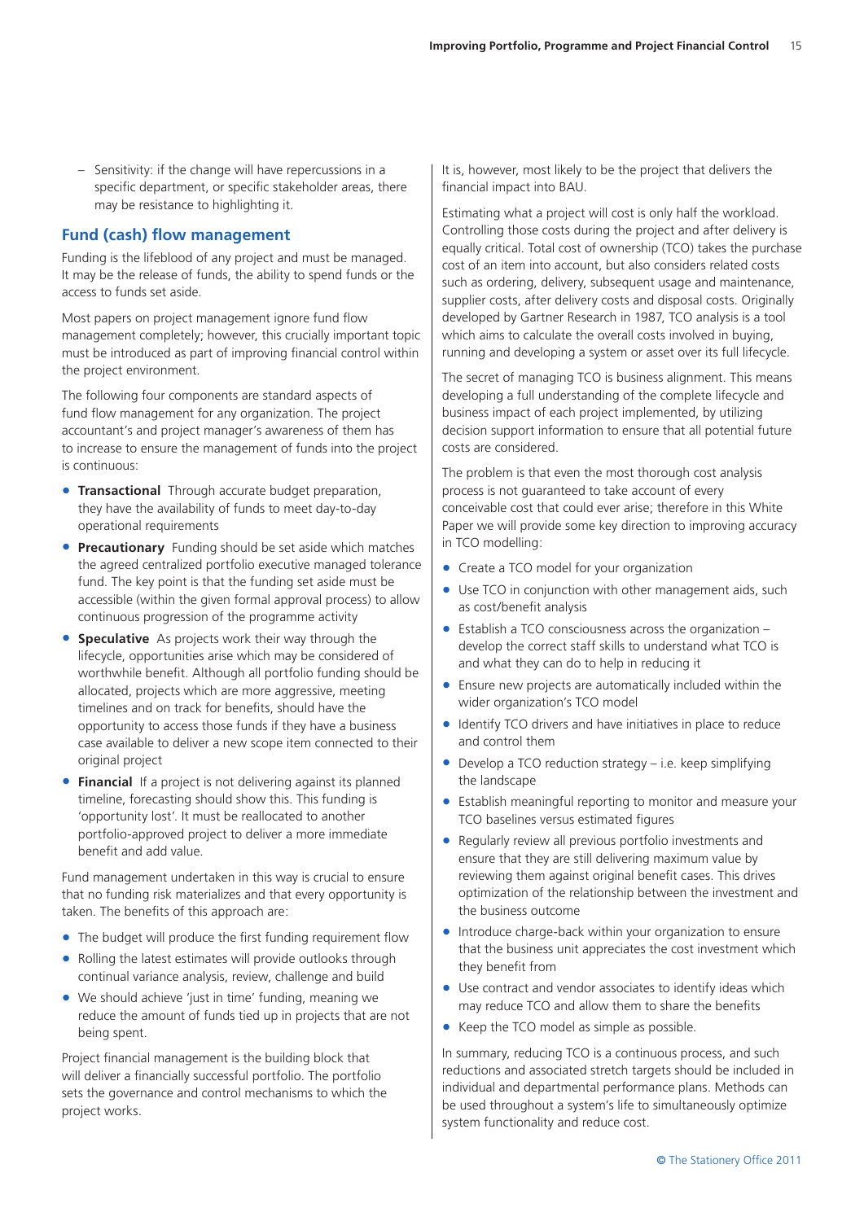– Sensitivity: if the change will have repercussions in a specific department, or specific stakeholder areas, there may be resistance to highlighting it.

## Fund (cash) flow management

Funding is the lifeblood of any project and must be managed. It may be the release of funds, the ability to spend funds or the access to funds set aside.

Most papers on project management ignore fund flow management completely; however, this crucially important topic must be introduced as part of improving financial control within the project environment.

The following four components are standard aspects of fund flow management for any organization. The project accountant's and project manager's awareness of them has to increase to ensure the management of funds into the project is continuous:

- **Transactional** Through accurate budget preparation, they have the availability of funds to meet day-to-day operational requirements
- **Precautionary** Funding should be set aside which matches the agreed centralized portfolio executive managed tolerance fund. The key point is that the funding set aside must be accessible (within the given formal approval process) to allow continuous progression of the programme activity
- **Speculative** As projects work their way through the lifecycle, opportunities arise which may be considered of worthwhile benefit. Although all portfolio funding should be allocated, projects which are more aggressive, meeting timelines and on track for benefits, should have the opportunity to access those funds if they have a business case available to deliver a new scope item connected to their original project
- **Financial** If a project is not delivering against its planned timeline, forecasting should show this. This funding is 'opportunity lost'. It must be reallocated to another portfolio-approved project to deliver a more immediate benefit and add value.

Fund management undertaken in this way is crucial to ensure that no funding risk materializes and that every opportunity is taken. The benefits of this approach are:

- The budget will produce the first funding requirement flow
- Rolling the latest estimates will provide outlooks through continual variance analysis, review, challenge and build
- We should achieve 'just in time' funding, meaning we reduce the amount of funds tied up in projects that are not being spent.

Project financial management is the building block that will deliver a financially successful portfolio. The portfolio sets the governance and control mechanisms to which the project works.

It is, however, most likely to be the project that delivers the financial impact into BAU.

Estimating what a project will cost is only half the workload. Controlling those costs during the project and after delivery is equally critical. Total cost of ownership (TCO) takes the purchase cost of an item into account, but also considers related costs such as ordering, delivery, subsequent usage and maintenance, supplier costs, after delivery costs and disposal costs. Originally developed by Gartner Research in 1987, TCO analysis is a tool which aims to calculate the overall costs involved in buying, running and developing a system or asset over its full lifecycle.

The secret of managing TCO is business alignment. This means developing a full understanding of the complete lifecycle and business impact of each project implemented, by utilizing decision support information to ensure that all potential future costs are considered.

The problem is that even the most thorough cost analysis process is not guaranteed to take account of every conceivable cost that could ever arise; therefore in this White Paper we will provide some key direction to improving accuracy in TCO modelling:

- Create a TCO model for your organization
- Use TCO in conjunction with other management aids, such as cost/benefit analysis
- Establish a TCO consciousness across the organization – develop the correct staff skills to understand what TCO is and what they can do to help in reducing it
- Ensure new projects are automatically included within the wider organization's TCO model
- Identify TCO drivers and have initiatives in place to reduce and control them
- Develop a TCO reduction strategy – i.e. keep simplifying the landscape
- Establish meaningful reporting to monitor and measure your TCO baselines versus estimated figures
- Regularly review all previous portfolio investments and ensure that they are still delivering maximum value by reviewing them against original benefit cases. This drives optimization of the relationship between the investment and the business outcome
- Introduce charge-back within your organization to ensure that the business unit appreciates the cost investment which they benefit from
- Use contract and vendor associates to identify ideas which may reduce TCO and allow them to share the benefits
- Keep the TCO model as simple as possible.

In summary, reducing TCO is a continuous process, and such reductions and associated stretch targets should be included in individual and departmental performance plans. Methods can be used throughout a system's life to simultaneously optimize system functionality and reduce cost.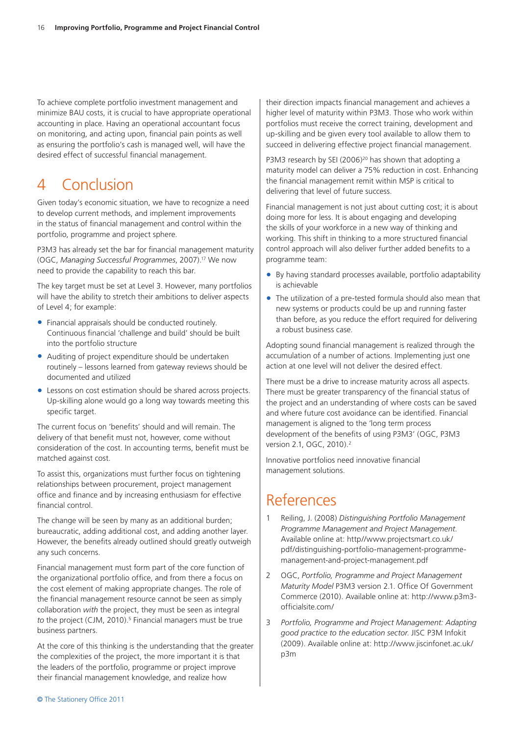To achieve complete portfolio investment management and minimize BAU costs, it is crucial to have appropriate operational accounting in place. Having an operational accountant focus on monitoring, and acting upon, financial pain points as well as ensuring the portfolio's cash is managed well, will have the desired effect of successful financial management.

# 4 Conclusion

Given today's economic situation, we have to recognize a need to develop current methods, and implement improvements in the status of financial management and control within the portfolio, programme and project sphere.

P3M3 has already set the bar for financial management maturity (OGC, *Managing Successful Programmes*, 2007).[17] We now need to provide the capability to reach this bar.

The key target must be set at Level 3. However, many portfolios will have the ability to stretch their ambitions to deliver aspects of Level 4; for example:

- Financial appraisals should be conducted routinely. Continuous financial 'challenge and build' should be built into the portfolio structure
- Auditing of project expenditure should be undertaken routinely – lessons learned from gateway reviews should be documented and utilized
- Lessons on cost estimation should be shared across projects. Up-skilling alone would go a long way towards meeting this specific target.

The current focus on 'benefits' should and will remain. The delivery of that benefit must not, however, come without consideration of the cost. In accounting terms, benefit must be matched against cost.

To assist this, organizations must further focus on tightening relationships between procurement, project management office and finance and by increasing enthusiasm for effective financial control.

The change will be seen by many as an additional burden; bureaucratic, adding additional cost, and adding another layer. However, the benefits already outlined should greatly outweigh any such concerns.

Financial management must form part of the core function of the organizational portfolio office, and from there a focus on the cost element of making appropriate changes. The role of the financial management resource cannot be seen as simply collaboration *with* the project, they must be seen as integral *to* the project (CJM, 2010).[5] Financial managers must be true business partners.

At the core of this thinking is the understanding that the greater the complexities of the project, the more important it is that the leaders of the portfolio, programme or project improve their financial management knowledge, and realize how their direction impacts financial management and achieves a higher level of maturity within P3M3. Those who work within portfolios must receive the correct training, development and up-skilling and be given every tool available to allow them to succeed in delivering effective project financial management.

P3M3 research by SEI (2006)[20] has shown that adopting a maturity model can deliver a 75% reduction in cost. Enhancing the financial management remit within MSP is critical to delivering that level of future success.

Financial management is not just about cutting cost; it is about doing more for less. It is about engaging and developing the skills of your workforce in a new way of thinking and working. This shift in thinking to a more structured financial control approach will also deliver further added benefits to a programme team:

- By having standard processes available, portfolio adaptability is achievable
- The utilization of a pre-tested formula should also mean that new systems or products could be up and running faster than before, as you reduce the effort required for delivering a robust business case.

Adopting sound financial management is realized through the accumulation of a number of actions. Implementing just one action at one level will not deliver the desired effect.

There must be a drive to increase maturity across all aspects. There must be greater transparency of the financial status of the project and an understanding of where costs can be saved and where future cost avoidance can be identified. Financial management is aligned to the 'long term process development of the benefits of using P3M3' (OGC, P3M3 version 2.1, OGC, 2010).[2]

Innovative portfolios need innovative financial management solutions.

# References

1. Reiling, J. (2008) *Distinguishing Portfolio Management Programme Management and Project Management.* Available online at: http//www.projectsmart.co.uk/pdf/distinguishing-portfolio-management-programme-management-and-project-management.pdf

2. OGC, *Portfolio, Programme and Project Management Maturity Model* P3M3 version 2.1. Office Of Government Commerce (2010). Available online at: http://www.p3m3-officialsite.com/

3. *Portfolio, Programme and Project Management: Adapting good practice to the education sector.* JISC P3M Infokit (2009). Available online at: http://www.jiscinfonet.ac.uk/p3m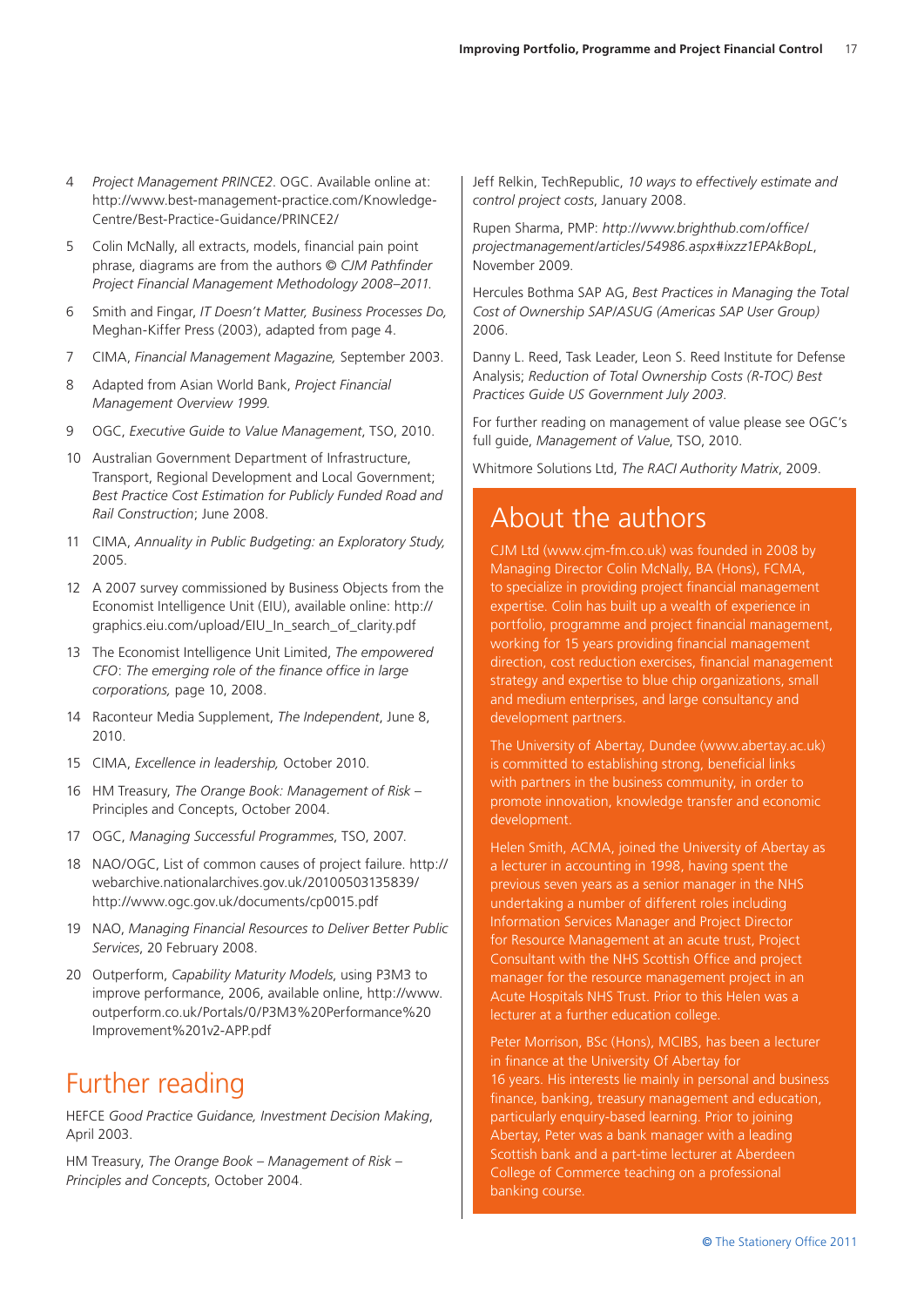4. *Project Management PRINCE2*. OGC. Available online at: http://www.best-management-practice.com/Knowledge-Centre/Best-Practice-Guidance/PRINCE2/
5. Colin McNally, all extracts, models, financial pain point phrase, diagrams are from the authors © *CJM Pathfinder Project Financial Management Methodology 2008–2011.*
6. Smith and Fingar, *IT Doesn't Matter, Business Processes Do,* Meghan-Kiffer Press (2003), adapted from page 4.
7. CIMA, *Financial Management Magazine,* September 2003.
8. Adapted from Asian World Bank, *Project Financial Management Overview 1999.*
9. OGC, *Executive Guide to Value Management*, TSO, 2010.
10. Australian Government Department of Infrastructure, Transport, Regional Development and Local Government; *Best Practice Cost Estimation for Publicly Funded Road and Rail Construction*; June 2008.
11. CIMA, *Annuality in Public Budgeting: an Exploratory Study,* 2005.
12. A 2007 survey commissioned by Business Objects from the Economist Intelligence Unit (EIU), available online: http://graphics.eiu.com/upload/EIU_In_search_of_clarity.pdf
13. The Economist Intelligence Unit Limited, *The empowered CFO*: *The emerging role of the finance office in large corporations,* page 10, 2008.
14. Raconteur Media Supplement, *The Independent*, June 8, 2010.
15. CIMA, *Excellence in leadership,* October 2010.
16. HM Treasury, *The Orange Book: Management of Risk* – Principles and Concepts, October 2004.
17. OGC, *Managing Successful Programmes*, TSO, 2007.
18. NAO/OGC, List of common causes of project failure. http://webarchive.nationalarchives.gov.uk/20100503135839/http://www.ogc.gov.uk/documents/cp0015.pdf
19. NAO, *Managing Financial Resources to Deliver Better Public Services*, 20 February 2008.
20. Outperform, *Capability Maturity Models*, using P3M3 to improve performance, 2006, available online, http://www.outperform.co.uk/Portals/0/P3M3%20Performance%20Improvement%201v2-APP.pdf

# Further reading

HEFCE *Good Practice Guidance, Investment Decision Making*, April 2003.

HM Treasury, *The Orange Book – Management of Risk – Principles and Concepts*, October 2004.

Jeff Relkin, TechRepublic, *10 ways to effectively estimate and control project costs*, January 2008.

Rupen Sharma, PMP: *http://www.brighthub.com/office/projectmanagement/articles/54986.aspx#ixzz1EPAkBopL*, November 2009.

Hercules Bothma SAP AG, *Best Practices in Managing the Total Cost of Ownership SAP/ASUG (Americas SAP User Group)* 2006.

Danny L. Reed, Task Leader, Leon S. Reed Institute for Defense Analysis; *Reduction of Total Ownership Costs (R-TOC) Best Practices Guide US Government July 2003.*

For further reading on management of value please see OGC's full guide, *Management of Value*, TSO, 2010.

Whitmore Solutions Ltd, *The RACI Authority Matrix*, 2009.

# About the authors

CJM Ltd (www.cjm-fm.co.uk) was founded in 2008 by Managing Director Colin McNally, BA (Hons), FCMA, to specialize in providing project financial management expertise. Colin has built up a wealth of experience in portfolio, programme and project financial management, working for 15 years providing financial management direction, cost reduction exercises, financial management strategy and expertise to blue chip organizations, small and medium enterprises, and large consultancy and development partners.

The University of Abertay, Dundee (www.abertay.ac.uk) is committed to establishing strong, beneficial links with partners in the business community, in order to promote innovation, knowledge transfer and economic development.

Helen Smith, ACMA, joined the University of Abertay as a lecturer in accounting in 1998, having spent the previous seven years as a senior manager in the NHS undertaking a number of different roles including Information Services Manager and Project Director for Resource Management at an acute trust, Project Consultant with the NHS Scottish Office and project manager for the resource management project in an Acute Hospitals NHS Trust. Prior to this Helen was a lecturer at a further education college.

Peter Morrison, BSc (Hons), MCIBS, has been a lecturer in finance at the University Of Abertay for 16 years. His interests lie mainly in personal and business finance, banking, treasury management and education, particularly enquiry-based learning. Prior to joining Abertay, Peter was a bank manager with a leading Scottish bank and a part-time lecturer at Aberdeen College of Commerce teaching on a professional banking course.

© The Stationery Office 2011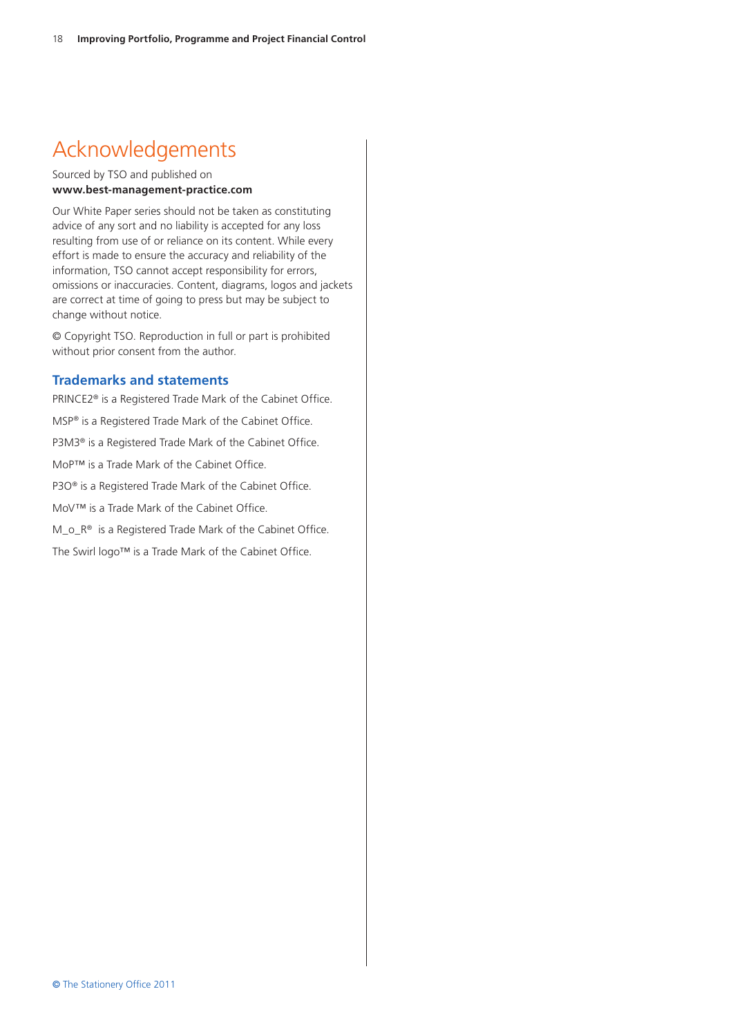# Acknowledgements

Sourced by TSO and published on
**www.best-management-practice.com**

Our White Paper series should not be taken as constituting advice of any sort and no liability is accepted for any loss resulting from use of or reliance on its content. While every effort is made to ensure the accuracy and reliability of the information, TSO cannot accept responsibility for errors, omissions or inaccuracies. Content, diagrams, logos and jackets are correct at time of going to press but may be subject to change without notice.

© Copyright TSO. Reproduction in full or part is prohibited without prior consent from the author.

## Trademarks and statements

PRINCE2® is a Registered Trade Mark of the Cabinet Office.

MSP® is a Registered Trade Mark of the Cabinet Office.

P3M3® is a Registered Trade Mark of the Cabinet Office.

MoP™ is a Trade Mark of the Cabinet Office.

P3O® is a Registered Trade Mark of the Cabinet Office.

MoV™ is a Trade Mark of the Cabinet Office.

M_o_R® is a Registered Trade Mark of the Cabinet Office.

The Swirl logo™ is a Trade Mark of the Cabinet Office.